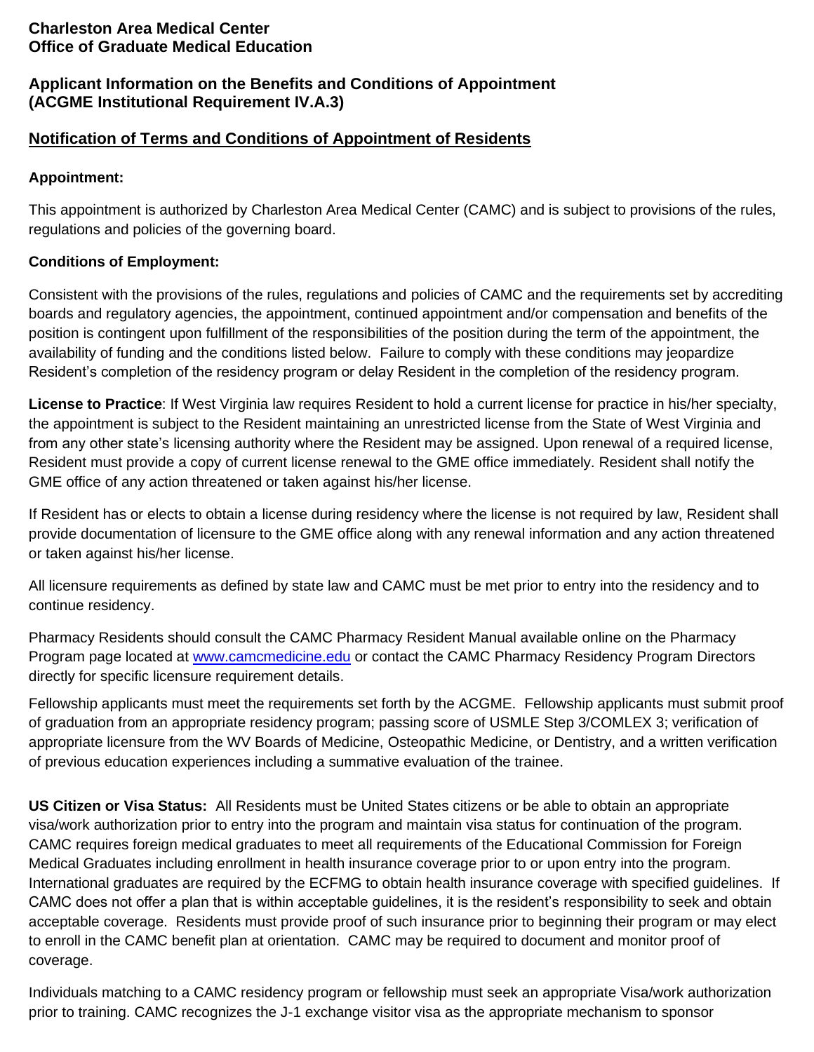**Charleston Area Medical Center**
**Office of Graduate Medical Education**

## Applicant Information on the Benefits and Conditions of Appointment (ACGME Institutional Requirement IV.A.3)

### Notification of Terms and Conditions of Appointment of Residents

**Appointment:**

This appointment is authorized by Charleston Area Medical Center (CAMC) and is subject to provisions of the rules, regulations and policies of the governing board.

**Conditions of Employment:**

Consistent with the provisions of the rules, regulations and policies of CAMC and the requirements set by accrediting boards and regulatory agencies, the appointment, continued appointment and/or compensation and benefits of the position is contingent upon fulfillment of the responsibilities of the position during the term of the appointment, the availability of funding and the conditions listed below. Failure to comply with these conditions may jeopardize Resident's completion of the residency program or delay Resident in the completion of the residency program.

**License to Practice**: If West Virginia law requires Resident to hold a current license for practice in his/her specialty, the appointment is subject to the Resident maintaining an unrestricted license from the State of West Virginia and from any other state's licensing authority where the Resident may be assigned. Upon renewal of a required license, Resident must provide a copy of current license renewal to the GME office immediately. Resident shall notify the GME office of any action threatened or taken against his/her license.

If Resident has or elects to obtain a license during residency where the license is not required by law, Resident shall provide documentation of licensure to the GME office along with any renewal information and any action threatened or taken against his/her license.

All licensure requirements as defined by state law and CAMC must be met prior to entry into the residency and to continue residency.

Pharmacy Residents should consult the CAMC Pharmacy Resident Manual available online on the Pharmacy Program page located at [www.camcmedicine.edu](http://www.camcmedicine.edu) or contact the CAMC Pharmacy Residency Program Directors directly for specific licensure requirement details.

Fellowship applicants must meet the requirements set forth by the ACGME. Fellowship applicants must submit proof of graduation from an appropriate residency program; passing score of USMLE Step 3/COMLEX 3; verification of appropriate licensure from the WV Boards of Medicine, Osteopathic Medicine, or Dentistry, and a written verification of previous education experiences including a summative evaluation of the trainee.

**US Citizen or Visa Status:** All Residents must be United States citizens or be able to obtain an appropriate visa/work authorization prior to entry into the program and maintain visa status for continuation of the program. CAMC requires foreign medical graduates to meet all requirements of the Educational Commission for Foreign Medical Graduates including enrollment in health insurance coverage prior to or upon entry into the program. International graduates are required by the ECFMG to obtain health insurance coverage with specified guidelines. If CAMC does not offer a plan that is within acceptable guidelines, it is the resident's responsibility to seek and obtain acceptable coverage. Residents must provide proof of such insurance prior to beginning their program or may elect to enroll in the CAMC benefit plan at orientation. CAMC may be required to document and monitor proof of coverage.

Individuals matching to a CAMC residency program or fellowship must seek an appropriate Visa/work authorization prior to training. CAMC recognizes the J-1 exchange visitor visa as the appropriate mechanism to sponsor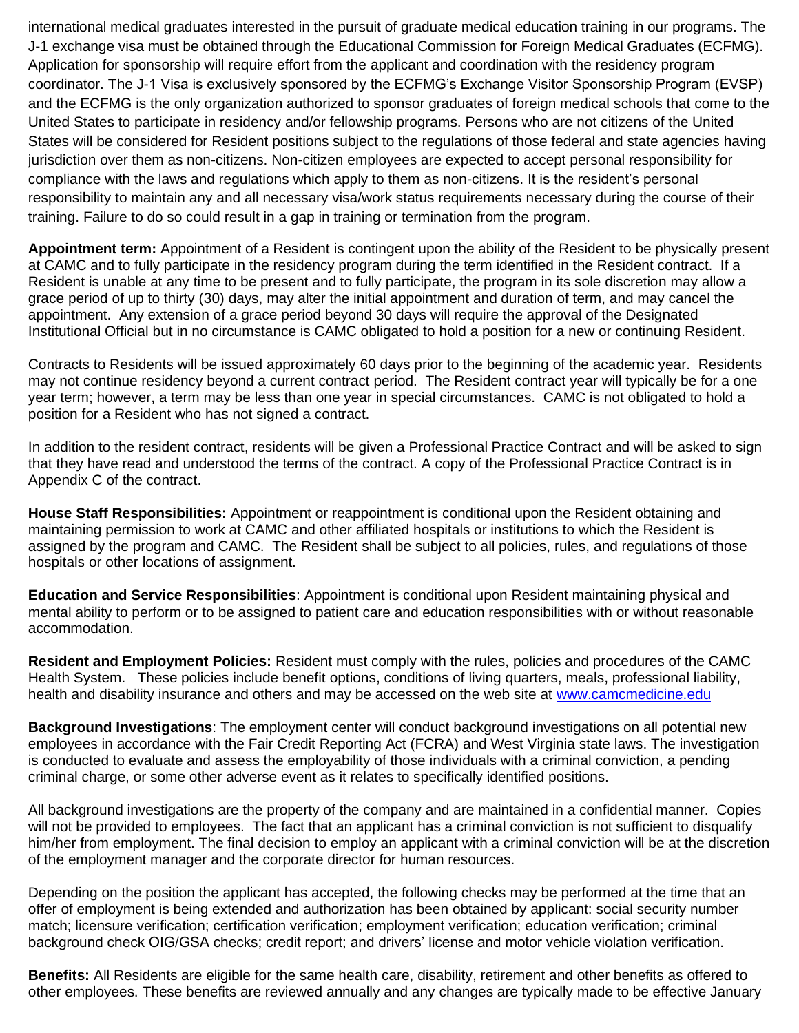international medical graduates interested in the pursuit of graduate medical education training in our programs. The J-1 exchange visa must be obtained through the Educational Commission for Foreign Medical Graduates (ECFMG). Application for sponsorship will require effort from the applicant and coordination with the residency program coordinator. The J-1 Visa is exclusively sponsored by the ECFMG's Exchange Visitor Sponsorship Program (EVSP) and the ECFMG is the only organization authorized to sponsor graduates of foreign medical schools that come to the United States to participate in residency and/or fellowship programs. Persons who are not citizens of the United States will be considered for Resident positions subject to the regulations of those federal and state agencies having jurisdiction over them as non-citizens. Non-citizen employees are expected to accept personal responsibility for compliance with the laws and regulations which apply to them as non-citizens. It is the resident's personal responsibility to maintain any and all necessary visa/work status requirements necessary during the course of their training. Failure to do so could result in a gap in training or termination from the program.

**Appointment term:** Appointment of a Resident is contingent upon the ability of the Resident to be physically present at CAMC and to fully participate in the residency program during the term identified in the Resident contract. If a Resident is unable at any time to be present and to fully participate, the program in its sole discretion may allow a grace period of up to thirty (30) days, may alter the initial appointment and duration of term, and may cancel the appointment. Any extension of a grace period beyond 30 days will require the approval of the Designated Institutional Official but in no circumstance is CAMC obligated to hold a position for a new or continuing Resident.

Contracts to Residents will be issued approximately 60 days prior to the beginning of the academic year. Residents may not continue residency beyond a current contract period. The Resident contract year will typically be for a one year term; however, a term may be less than one year in special circumstances. CAMC is not obligated to hold a position for a Resident who has not signed a contract.

In addition to the resident contract, residents will be given a Professional Practice Contract and will be asked to sign that they have read and understood the terms of the contract. A copy of the Professional Practice Contract is in Appendix C of the contract.

**House Staff Responsibilities:** Appointment or reappointment is conditional upon the Resident obtaining and maintaining permission to work at CAMC and other affiliated hospitals or institutions to which the Resident is assigned by the program and CAMC. The Resident shall be subject to all policies, rules, and regulations of those hospitals or other locations of assignment.

**Education and Service Responsibilities**: Appointment is conditional upon Resident maintaining physical and mental ability to perform or to be assigned to patient care and education responsibilities with or without reasonable accommodation.

**Resident and Employment Policies:** Resident must comply with the rules, policies and procedures of the CAMC Health System. These policies include benefit options, conditions of living quarters, meals, professional liability, health and disability insurance and others and may be accessed on the web site at [www.camcmedicine.edu](www.camcmedicine.edu)

**Background Investigations**: The employment center will conduct background investigations on all potential new employees in accordance with the Fair Credit Reporting Act (FCRA) and West Virginia state laws. The investigation is conducted to evaluate and assess the employability of those individuals with a criminal conviction, a pending criminal charge, or some other adverse event as it relates to specifically identified positions.

All background investigations are the property of the company and are maintained in a confidential manner. Copies will not be provided to employees. The fact that an applicant has a criminal conviction is not sufficient to disqualify him/her from employment. The final decision to employ an applicant with a criminal conviction will be at the discretion of the employment manager and the corporate director for human resources.

Depending on the position the applicant has accepted, the following checks may be performed at the time that an offer of employment is being extended and authorization has been obtained by applicant: social security number match; licensure verification; certification verification; employment verification; education verification; criminal background check OIG/GSA checks; credit report; and drivers' license and motor vehicle violation verification.

**Benefits:** All Residents are eligible for the same health care, disability, retirement and other benefits as offered to other employees. These benefits are reviewed annually and any changes are typically made to be effective January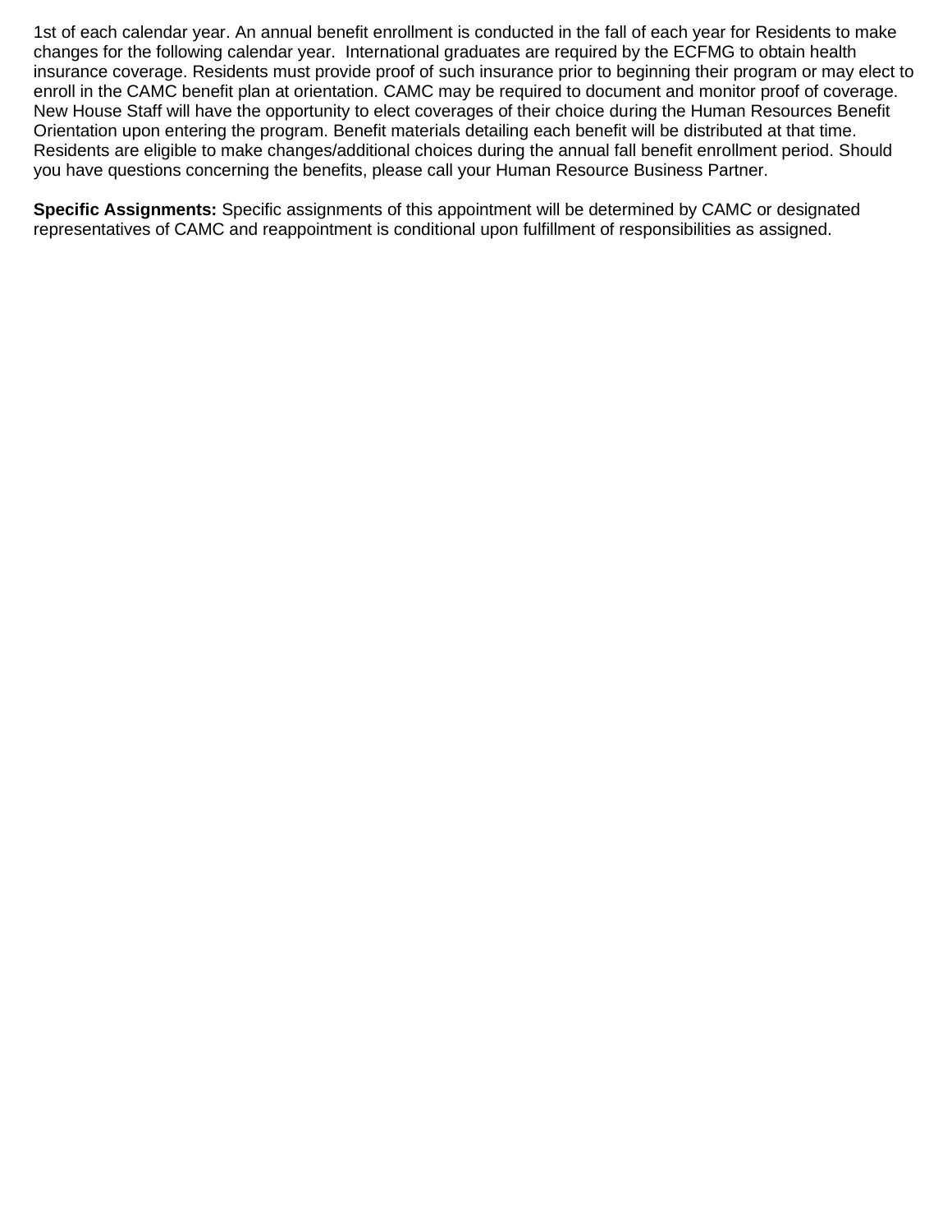1st of each calendar year. An annual benefit enrollment is conducted in the fall of each year for Residents to make changes for the following calendar year. International graduates are required by the ECFMG to obtain health insurance coverage. Residents must provide proof of such insurance prior to beginning their program or may elect to enroll in the CAMC benefit plan at orientation. CAMC may be required to document and monitor proof of coverage. New House Staff will have the opportunity to elect coverages of their choice during the Human Resources Benefit Orientation upon entering the program. Benefit materials detailing each benefit will be distributed at that time. Residents are eligible to make changes/additional choices during the annual fall benefit enrollment period. Should you have questions concerning the benefits, please call your Human Resource Business Partner.

**Specific Assignments:** Specific assignments of this appointment will be determined by CAMC or designated representatives of CAMC and reappointment is conditional upon fulfillment of responsibilities as assigned.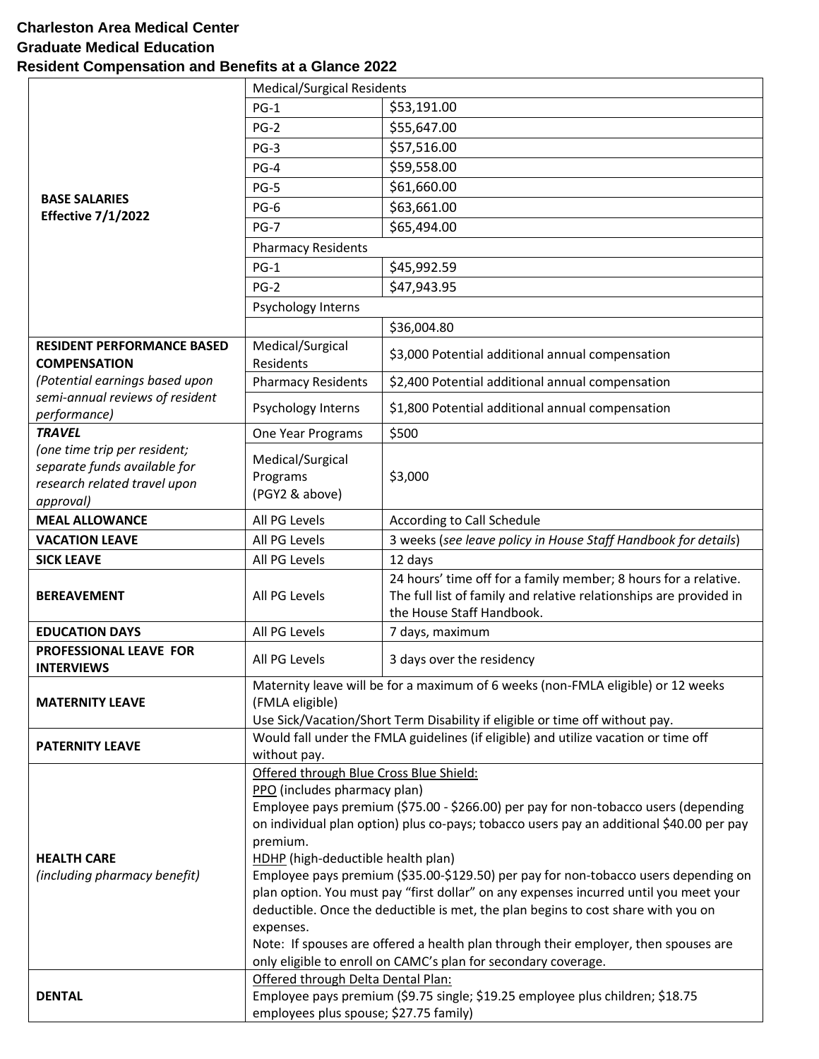**Charleston Area Medical Center**
**Graduate Medical Education**
**Resident Compensation and Benefits at a Glance 2022**

| | | |
|---|---|---|
| **BASE SALARIES Effective 7/1/2022** | Medical/Surgical Residents | |
| | PG-1 | $53,191.00 |
| | PG-2 | $55,647.00 |
| | PG-3 | $57,516.00 |
| | PG-4 | $59,558.00 |
| | PG-5 | $61,660.00 |
| | PG-6 | $63,661.00 |
| | PG-7 | $65,494.00 |
| | Pharmacy Residents | |
| | PG-1 | $45,992.59 |
| | PG-2 | $47,943.95 |
| | Psychology Interns | |
| | | $36,004.80 |
| **RESIDENT PERFORMANCE BASED COMPENSATION** *(Potential earnings based upon semi-annual reviews of resident performance)* | Medical/Surgical Residents | $3,000 Potential additional annual compensation |
| | Pharmacy Residents | $2,400 Potential additional annual compensation |
| | Psychology Interns | $1,800 Potential additional annual compensation |
| ***TRAVEL*** *(one time trip per resident; separate funds available for research related travel upon approval)* | One Year Programs | $500 |
| | Medical/Surgical Programs (PGY2 & above) | $3,000 |
| **MEAL ALLOWANCE** | All PG Levels | According to Call Schedule |
| **VACATION LEAVE** | All PG Levels | 3 weeks (*see leave policy in House Staff Handbook for details*) |
| **SICK LEAVE** | All PG Levels | 12 days |
| **BEREAVEMENT** | All PG Levels | 24 hours' time off for a family member; 8 hours for a relative. The full list of family and relative relationships are provided in the House Staff Handbook. |
| **EDUCATION DAYS** | All PG Levels | 7 days, maximum |
| **PROFESSIONAL LEAVE FOR INTERVIEWS** | All PG Levels | 3 days over the residency |
| **MATERNITY LEAVE** | Maternity leave will be for a maximum of 6 weeks (non-FMLA eligible) or 12 weeks (FMLA eligible) Use Sick/Vacation/Short Term Disability if eligible or time off without pay. | |
| **PATERNITY LEAVE** | Would fall under the FMLA guidelines (if eligible) and utilize vacation or time off without pay. | |
| **HEALTH CARE** *(including pharmacy benefit)* | Offered through Blue Cross Blue Shield: PPO (includes pharmacy plan) Employee pays premium ($75.00 - $266.00) per pay for non-tobacco users (depending on individual plan option) plus co-pays; tobacco users pay an additional $40.00 per pay premium. HDHP (high-deductible health plan) Employee pays premium ($35.00-$129.50) per pay for non-tobacco users depending on plan option. You must pay "first dollar" on any expenses incurred until you meet your deductible. Once the deductible is met, the plan begins to cost share with you on expenses. Note: If spouses are offered a health plan through their employer, then spouses are only eligible to enroll on CAMC's plan for secondary coverage. | |
| **DENTAL** | Offered through Delta Dental Plan: Employee pays premium ($9.75 single; $19.25 employee plus children; $18.75 employees plus spouse; $27.75 family) | |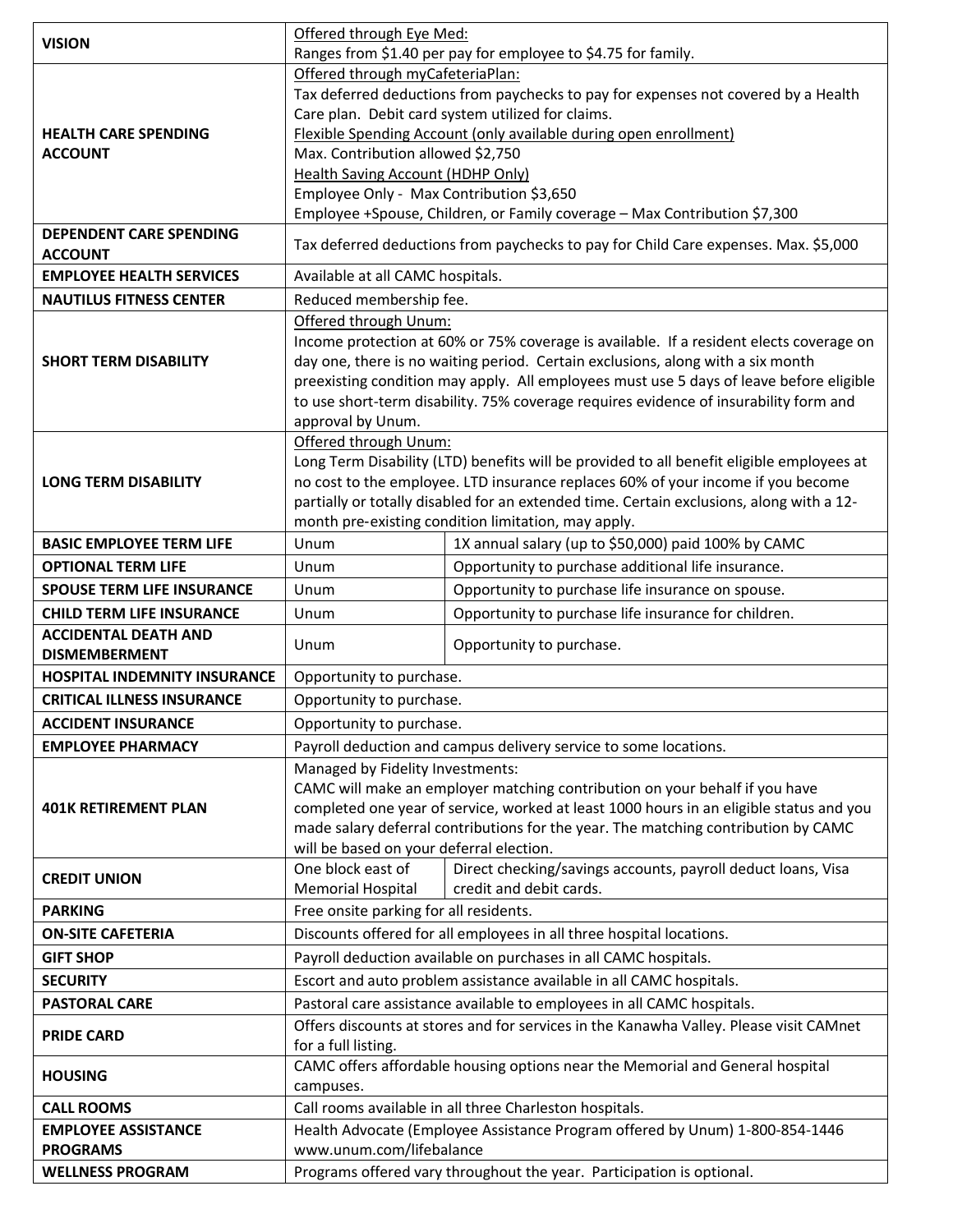| | | |
|---|---|---|
| **VISION** | Offered through Eye Med:<br>Ranges from $1.40 per pay for employee to $4.75 for family. | |
| **HEALTH CARE SPENDING ACCOUNT** | Offered through myCafeteriaPlan:<br>Tax deferred deductions from paychecks to pay for expenses not covered by a Health Care plan. Debit card system utilized for claims.<br>Flexible Spending Account (only available during open enrollment)<br>Max. Contribution allowed $2,750<br>Health Saving Account (HDHP Only)<br>Employee Only - Max Contribution $3,650<br>Employee +Spouse, Children, or Family coverage – Max Contribution $7,300 | |
| **DEPENDENT CARE SPENDING ACCOUNT** | Tax deferred deductions from paychecks to pay for Child Care expenses. Max. $5,000 | |
| **EMPLOYEE HEALTH SERVICES** | Available at all CAMC hospitals. | |
| **NAUTILUS FITNESS CENTER** | Reduced membership fee. | |
| **SHORT TERM DISABILITY** | Offered through Unum:<br>Income protection at 60% or 75% coverage is available. If a resident elects coverage on day one, there is no waiting period. Certain exclusions, along with a six month preexisting condition may apply. All employees must use 5 days of leave before eligible to use short-term disability. 75% coverage requires evidence of insurability form and approval by Unum. | |
| **LONG TERM DISABILITY** | Offered through Unum:<br>Long Term Disability (LTD) benefits will be provided to all benefit eligible employees at no cost to the employee. LTD insurance replaces 60% of your income if you become partially or totally disabled for an extended time. Certain exclusions, along with a 12-month pre-existing condition limitation, may apply. | |
| **BASIC EMPLOYEE TERM LIFE** | Unum | 1X annual salary (up to $50,000) paid 100% by CAMC |
| **OPTIONAL TERM LIFE** | Unum | Opportunity to purchase additional life insurance. |
| **SPOUSE TERM LIFE INSURANCE** | Unum | Opportunity to purchase life insurance on spouse. |
| **CHILD TERM LIFE INSURANCE** | Unum | Opportunity to purchase life insurance for children. |
| **ACCIDENTAL DEATH AND DISMEMBERMENT** | Unum | Opportunity to purchase. |
| **HOSPITAL INDEMNITY INSURANCE** | Opportunity to purchase. | |
| **CRITICAL ILLNESS INSURANCE** | Opportunity to purchase. | |
| **ACCIDENT INSURANCE** | Opportunity to purchase. | |
| **EMPLOYEE PHARMACY** | Payroll deduction and campus delivery service to some locations. | |
| **401K RETIREMENT PLAN** | Managed by Fidelity Investments:<br>CAMC will make an employer matching contribution on your behalf if you have completed one year of service, worked at least 1000 hours in an eligible status and you made salary deferral contributions for the year. The matching contribution by CAMC will be based on your deferral election. | |
| **CREDIT UNION** | One block east of Memorial Hospital | Direct checking/savings accounts, payroll deduct loans, Visa credit and debit cards. |
| **PARKING** | Free onsite parking for all residents. | |
| **ON-SITE CAFETERIA** | Discounts offered for all employees in all three hospital locations. | |
| **GIFT SHOP** | Payroll deduction available on purchases in all CAMC hospitals. | |
| **SECURITY** | Escort and auto problem assistance available in all CAMC hospitals. | |
| **PASTORAL CARE** | Pastoral care assistance available to employees in all CAMC hospitals. | |
| **PRIDE CARD** | Offers discounts at stores and for services in the Kanawha Valley. Please visit CAMnet for a full listing. | |
| **HOUSING** | CAMC offers affordable housing options near the Memorial and General hospital campuses. | |
| **CALL ROOMS** | Call rooms available in all three Charleston hospitals. | |
| **EMPLOYEE ASSISTANCE PROGRAMS** | Health Advocate (Employee Assistance Program offered by Unum) 1-800-854-1446 www.unum.com/lifebalance | |
| **WELLNESS PROGRAM** | Programs offered vary throughout the year. Participation is optional. | |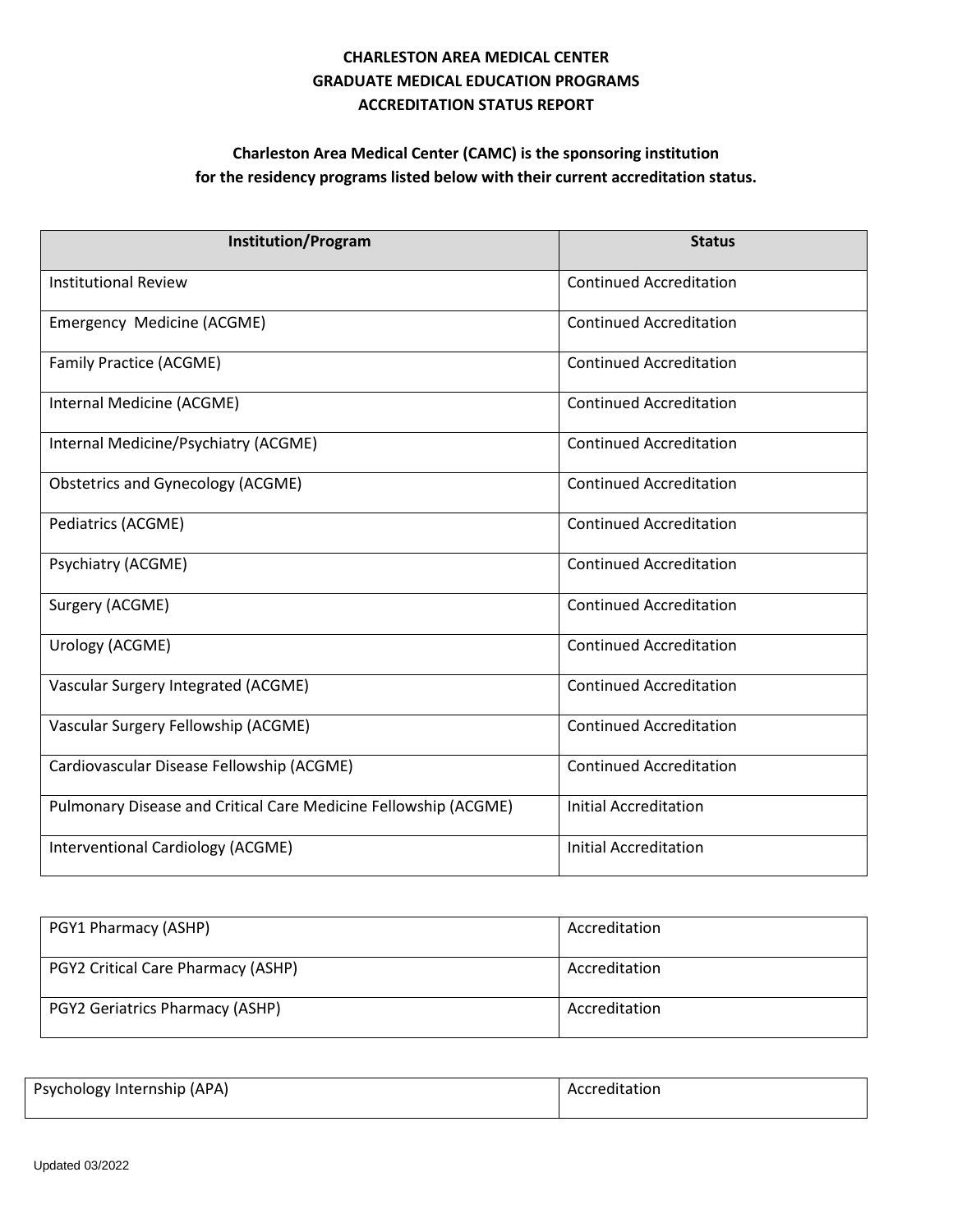**CHARLESTON AREA MEDICAL CENTER**
**GRADUATE MEDICAL EDUCATION PROGRAMS**
**ACCREDITATION STATUS REPORT**

**Charleston Area Medical Center (CAMC) is the sponsoring institution for the residency programs listed below with their current accreditation status.**

| Institution/Program | Status |
|---|---|
| Institutional Review | Continued Accreditation |
| Emergency Medicine (ACGME) | Continued Accreditation |
| Family Practice (ACGME) | Continued Accreditation |
| Internal Medicine (ACGME) | Continued Accreditation |
| Internal Medicine/Psychiatry (ACGME) | Continued Accreditation |
| Obstetrics and Gynecology (ACGME) | Continued Accreditation |
| Pediatrics (ACGME) | Continued Accreditation |
| Psychiatry (ACGME) | Continued Accreditation |
| Surgery (ACGME) | Continued Accreditation |
| Urology (ACGME) | Continued Accreditation |
| Vascular Surgery Integrated (ACGME) | Continued Accreditation |
| Vascular Surgery Fellowship (ACGME) | Continued Accreditation |
| Cardiovascular Disease Fellowship (ACGME) | Continued Accreditation |
| Pulmonary Disease and Critical Care Medicine Fellowship (ACGME) | Initial Accreditation |
| Interventional Cardiology (ACGME) | Initial Accreditation |

| | |
|---|---|
| PGY1 Pharmacy (ASHP) | Accreditation |
| PGY2 Critical Care Pharmacy (ASHP) | Accreditation |
| PGY2 Geriatrics Pharmacy (ASHP) | Accreditation |

| | |
|---|---|
| Psychology Internship (APA) | Accreditation |

Updated 03/2022